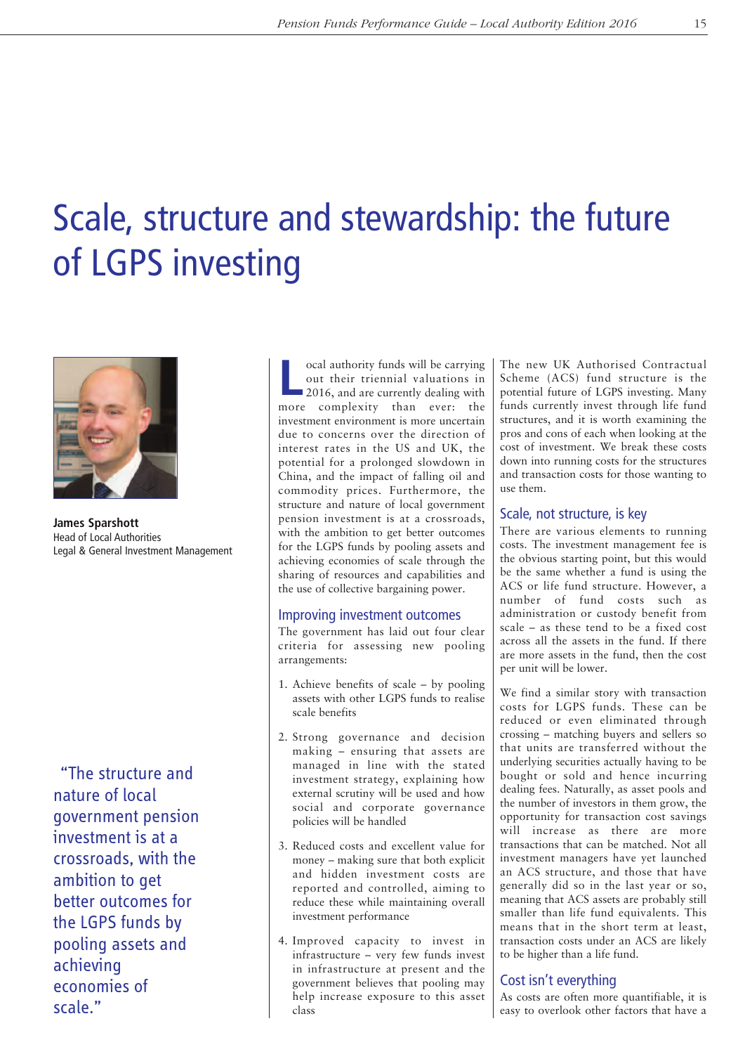# Scale, structure and stewardship: the future of LGPS investing

**James Sparshott**
Head of Local Authorities
Legal & General Investment Management

> "The structure and nature of local government pension investment is at a crossroads, with the ambition to get better outcomes for the LGPS funds by pooling assets and achieving economies of scale."

Local authority funds will be carrying out their triennial valuations in 2016, and are currently dealing with more complexity than ever: the investment environment is more uncertain due to concerns over the direction of interest rates in the US and UK, the potential for a prolonged slowdown in China, and the impact of falling oil and commodity prices. Furthermore, the structure and nature of local government pension investment is at a crossroads, with the ambition to get better outcomes for the LGPS funds by pooling assets and achieving economies of scale through the sharing of resources and capabilities and the use of collective bargaining power.

## Improving investment outcomes

The government has laid out four clear criteria for assessing new pooling arrangements:

1. Achieve benefits of scale – by pooling assets with other LGPS funds to realise scale benefits
2. Strong governance and decision making – ensuring that assets are managed in line with the stated investment strategy, explaining how external scrutiny will be used and how social and corporate governance policies will be handled
3. Reduced costs and excellent value for money – making sure that both explicit and hidden investment costs are reported and controlled, aiming to reduce these while maintaining overall investment performance
4. Improved capacity to invest in infrastructure – very few funds invest in infrastructure at present and the government believes that pooling may help increase exposure to this asset class

The new UK Authorised Contractual Scheme (ACS) fund structure is the potential future of LGPS investing. Many funds currently invest through life fund structures, and it is worth examining the pros and cons of each when looking at the cost of investment. We break these costs down into running costs for the structures and transaction costs for those wanting to use them.

## Scale, not structure, is key

There are various elements to running costs. The investment management fee is the obvious starting point, but this would be the same whether a fund is using the ACS or life fund structure. However, a number of fund costs such as administration or custody benefit from scale – as these tend to be a fixed cost across all the assets in the fund. If there are more assets in the fund, then the cost per unit will be lower.

We find a similar story with transaction costs for LGPS funds. These can be reduced or even eliminated through crossing – matching buyers and sellers so that units are transferred without the underlying securities actually having to be bought or sold and hence incurring dealing fees. Naturally, as asset pools and the number of investors in them grow, the opportunity for transaction cost savings will increase as there are more transactions that can be matched. Not all investment managers have yet launched an ACS structure, and those that have generally did so in the last year or so, meaning that ACS assets are probably still smaller than life fund equivalents. This means that in the short term at least, transaction costs under an ACS are likely to be higher than a life fund.

## Cost isn't everything

As costs are often more quantifiable, it is easy to overlook other factors that have a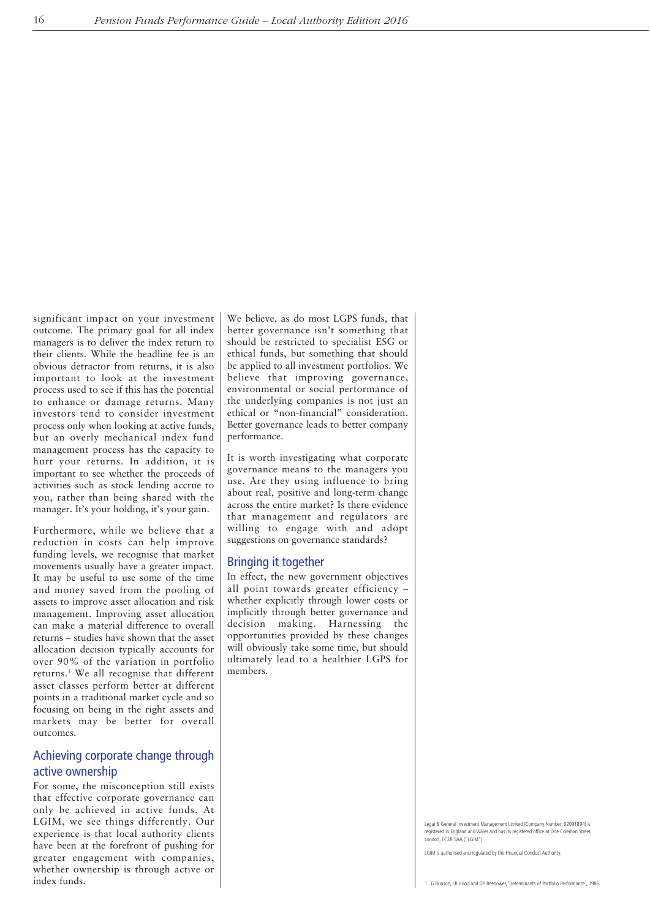significant impact on your investment outcome. The primary goal for all index managers is to deliver the index return to their clients. While the headline fee is an obvious detractor from returns, it is also important to look at the investment process used to see if this has the potential to enhance or damage returns. Many investors tend to consider investment process only when looking at active funds, but an overly mechanical index fund management process has the capacity to hurt your returns. In addition, it is important to see whether the proceeds of activities such as stock lending accrue to you, rather than being shared with the manager. It's your holding, it's your gain.

Furthermore, while we believe that a reduction in costs can help improve funding levels, we recognise that market movements usually have a greater impact. It may be useful to use some of the time and money saved from the pooling of assets to improve asset allocation and risk management. Improving asset allocation can make a material difference to overall returns – studies have shown that the asset allocation decision typically accounts for over 90% of the variation in portfolio returns.[1] We all recognise that different asset classes perform better at different points in a traditional market cycle and so focusing on being in the right assets and markets may be better for overall outcomes.

## Achieving corporate change through active ownership

For some, the misconception still exists that effective corporate governance can only be achieved in active funds. At LGIM, we see things differently. Our experience is that local authority clients have been at the forefront of pushing for greater engagement with companies, whether ownership is through active or index funds.

We believe, as do most LGPS funds, that better governance isn't something that should be restricted to specialist ESG or ethical funds, but something that should be applied to all investment portfolios. We believe that improving governance, environmental or social performance of the underlying companies is not just an ethical or "non-financial" consideration. Better governance leads to better company performance.

It is worth investigating what corporate governance means to the managers you use. Are they using influence to bring about real, positive and long-term change across the entire market? Is there evidence that management and regulators are willing to engage with and adopt suggestions on governance standards?

## Bringing it together

In effect, the new government objectives all point towards greater efficiency – whether explicitly through lower costs or implicitly through better governance and decision making. Harnessing the opportunities provided by these changes will obviously take some time, but should ultimately lead to a healthier LGPS for members.

Legal & General Investment Management Limited (Company Number: 02091894) is registered in England and Wales and has its registered office at One Coleman Street, London, EC2R 5AA ("LGIM").

LGIM is authorised and regulated by the Financial Conduct Authority.

1. G Brinson, LR Hood and DP Beebower, 'Determinants of Portfolio Performance', 1986